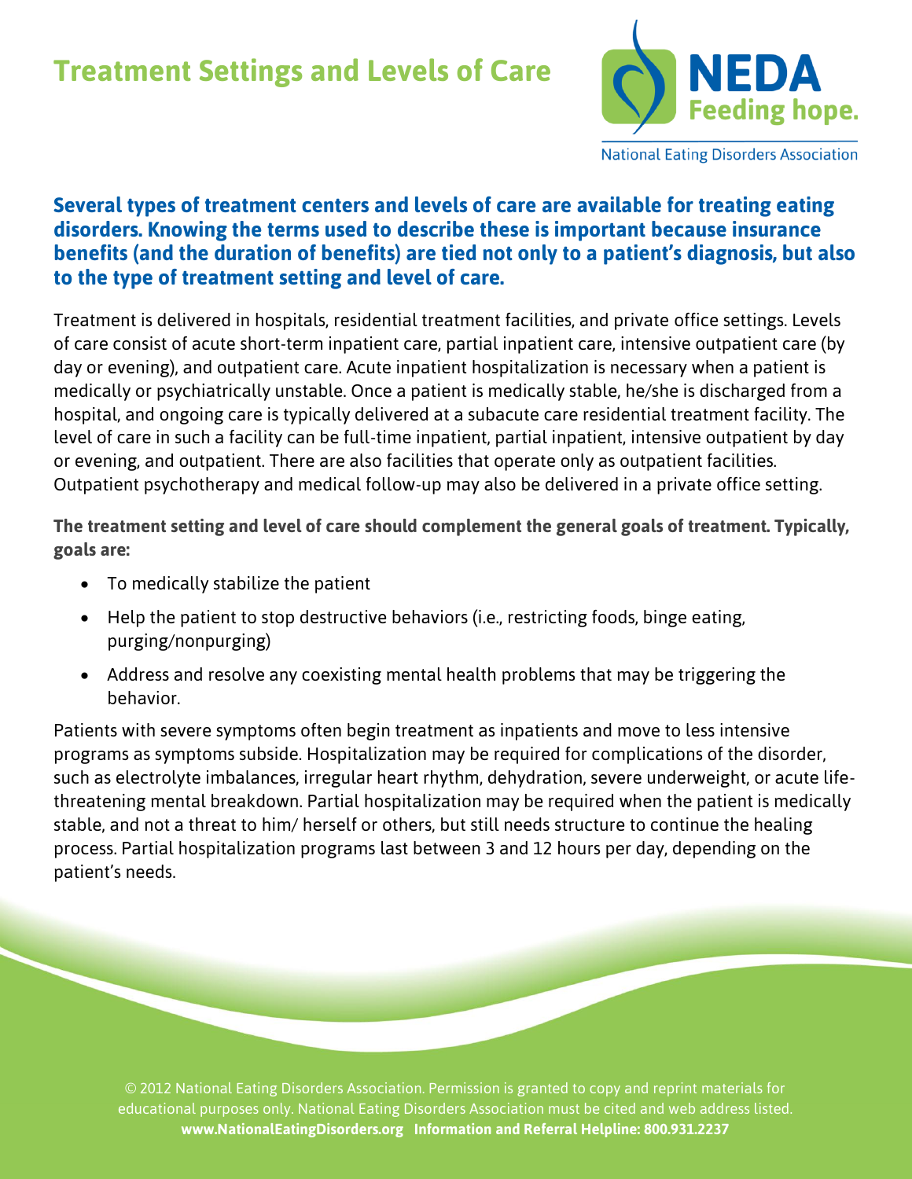# Treatment Settings and Levels of Care

NEDA Feeding hope.

National Eating Disorders Association

**Several types of treatment centers and levels of care are available for treating eating disorders. Knowing the terms used to describe these is important because insurance benefits (and the duration of benefits) are tied not only to a patient's diagnosis, but also to the type of treatment setting and level of care.**

Treatment is delivered in hospitals, residential treatment facilities, and private office settings. Levels of care consist of acute short-term inpatient care, partial inpatient care, intensive outpatient care (by day or evening), and outpatient care. Acute inpatient hospitalization is necessary when a patient is medically or psychiatrically unstable. Once a patient is medically stable, he/she is discharged from a hospital, and ongoing care is typically delivered at a subacute care residential treatment facility. The level of care in such a facility can be full-time inpatient, partial inpatient, intensive outpatient by day or evening, and outpatient. There are also facilities that operate only as outpatient facilities. Outpatient psychotherapy and medical follow-up may also be delivered in a private office setting.

**The treatment setting and level of care should complement the general goals of treatment. Typically, goals are:**

- To medically stabilize the patient
- Help the patient to stop destructive behaviors (i.e., restricting foods, binge eating, purging/nonpurging)
- Address and resolve any coexisting mental health problems that may be triggering the behavior.

Patients with severe symptoms often begin treatment as inpatients and move to less intensive programs as symptoms subside. Hospitalization may be required for complications of the disorder, such as electrolyte imbalances, irregular heart rhythm, dehydration, severe underweight, or acute life-threatening mental breakdown. Partial hospitalization may be required when the patient is medically stable, and not a threat to him/ herself or others, but still needs structure to continue the healing process. Partial hospitalization programs last between 3 and 12 hours per day, depending on the patient's needs.

© 2012 National Eating Disorders Association. Permission is granted to copy and reprint materials for educational purposes only. National Eating Disorders Association must be cited and web address listed.
**www.NationalEatingDisorders.org Information and Referral Helpline: 800.931.2237**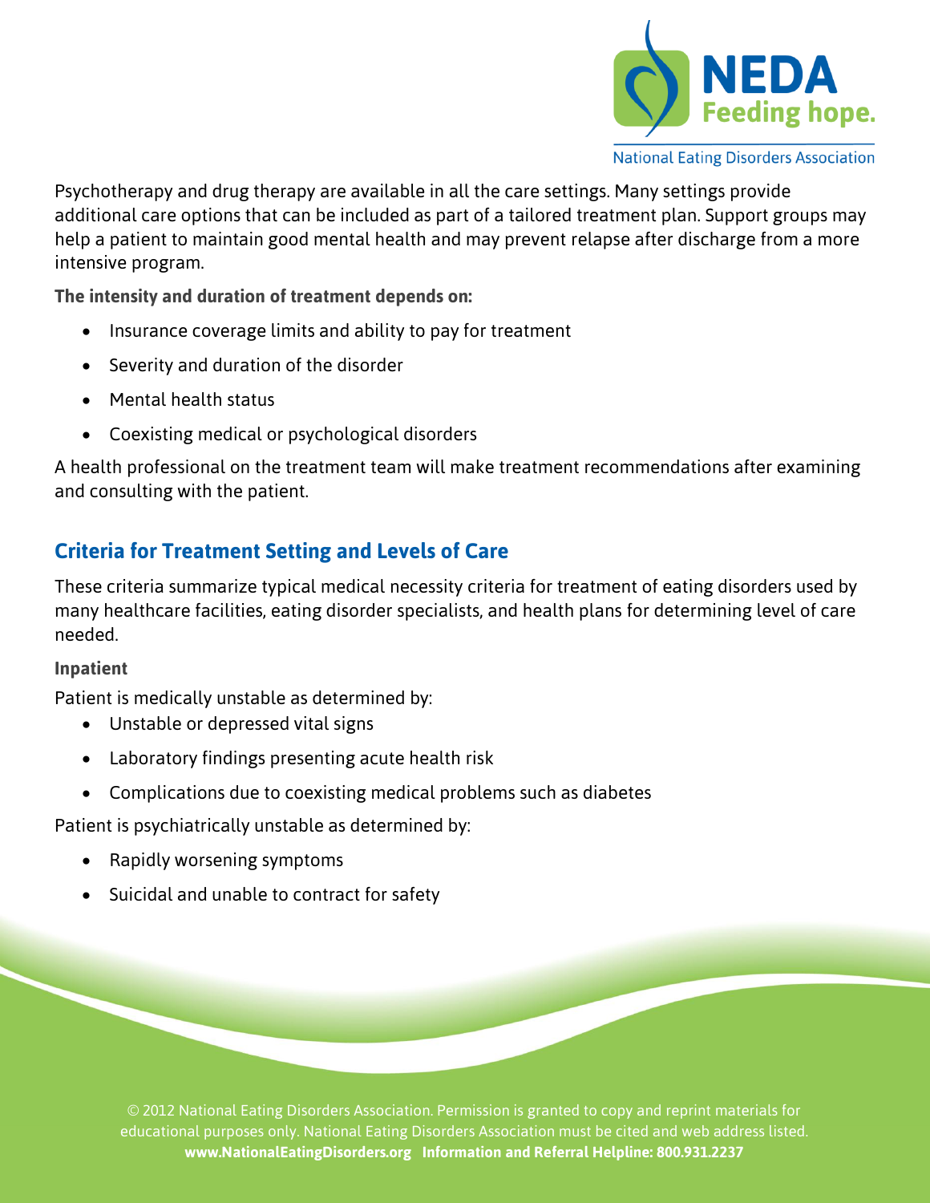Psychotherapy and drug therapy are available in all the care settings. Many settings provide additional care options that can be included as part of a tailored treatment plan. Support groups may help a patient to maintain good mental health and may prevent relapse after discharge from a more intensive program.

**The intensity and duration of treatment depends on:**

- Insurance coverage limits and ability to pay for treatment
- Severity and duration of the disorder
- Mental health status
- Coexisting medical or psychological disorders

A health professional on the treatment team will make treatment recommendations after examining and consulting with the patient.

## Criteria for Treatment Setting and Levels of Care

These criteria summarize typical medical necessity criteria for treatment of eating disorders used by many healthcare facilities, eating disorder specialists, and health plans for determining level of care needed.

**Inpatient**

Patient is medically unstable as determined by:

- Unstable or depressed vital signs
- Laboratory findings presenting acute health risk
- Complications due to coexisting medical problems such as diabetes

Patient is psychiatrically unstable as determined by:

- Rapidly worsening symptoms
- Suicidal and unable to contract for safety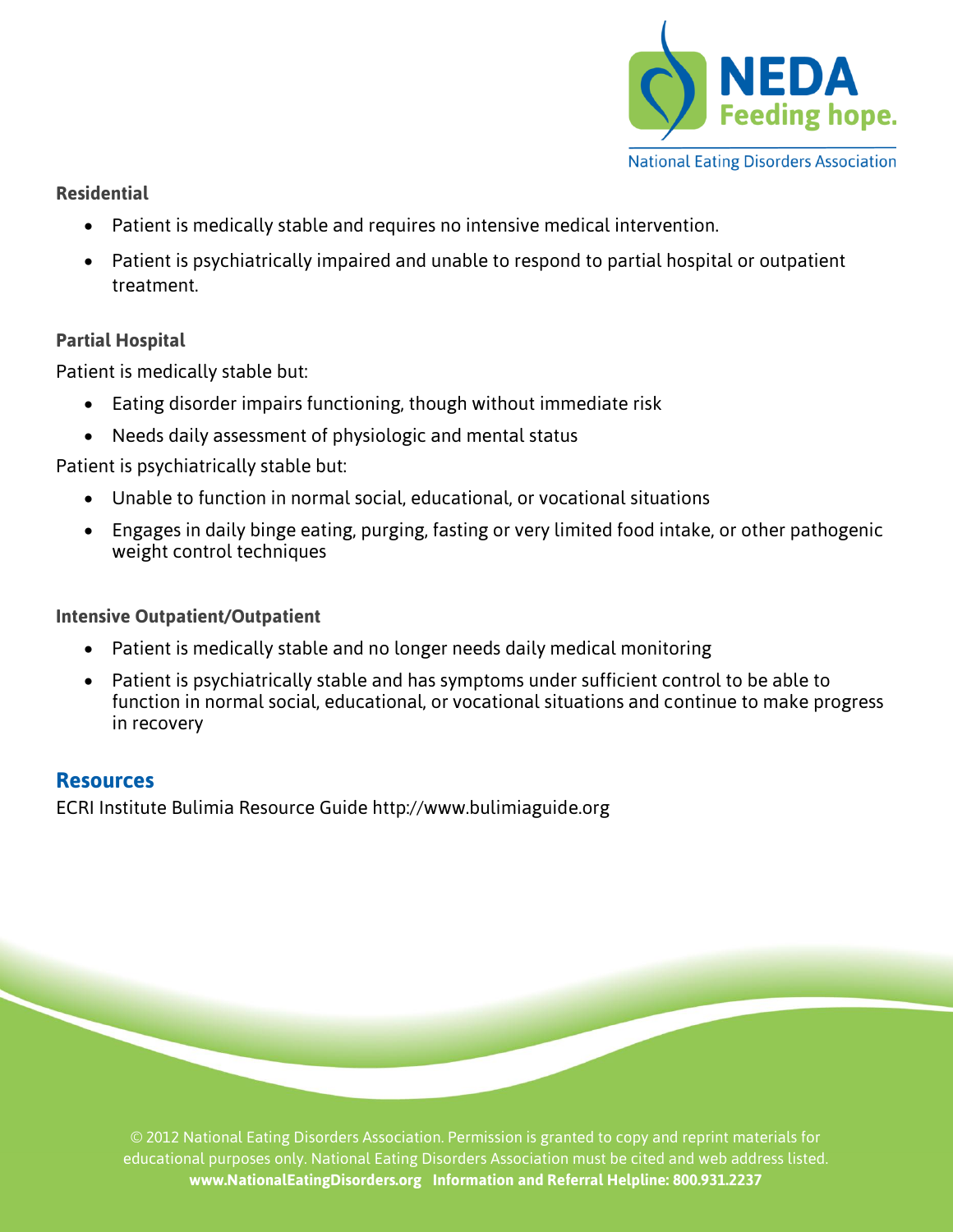**Residential**

- Patient is medically stable and requires no intensive medical intervention.
- Patient is psychiatrically impaired and unable to respond to partial hospital or outpatient treatment.

**Partial Hospital**

Patient is medically stable but:

- Eating disorder impairs functioning, though without immediate risk
- Needs daily assessment of physiologic and mental status

Patient is psychiatrically stable but:

- Unable to function in normal social, educational, or vocational situations
- Engages in daily binge eating, purging, fasting or very limited food intake, or other pathogenic weight control techniques

**Intensive Outpatient/Outpatient**

- Patient is medically stable and no longer needs daily medical monitoring
- Patient is psychiatrically stable and has symptoms under sufficient control to be able to function in normal social, educational, or vocational situations and continue to make progress in recovery

## Resources

ECRI Institute Bulimia Resource Guide http://www.bulimiaguide.org

© 2012 National Eating Disorders Association. Permission is granted to copy and reprint materials for educational purposes only. National Eating Disorders Association must be cited and web address listed.
**www.NationalEatingDisorders.org Information and Referral Helpline: 800.931.2237**